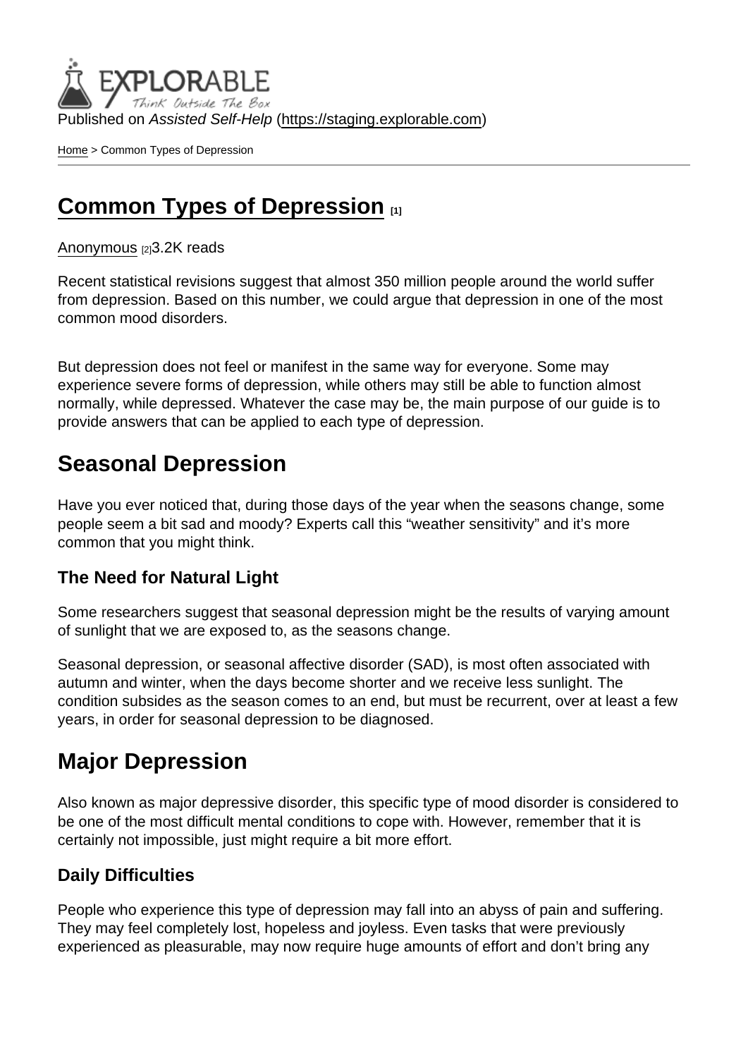Published on *Assisted Self-Help* (https://staging.explorable.com)

Home > Common Types of Depression

# Common Types of Depression [1]

Anonymous [2]3.2K reads

Recent statistical revisions suggest that almost 350 million people around the world suffer from depression. Based on this number, we could argue that depression in one of the most common mood disorders.

But depression does not feel or manifest in the same way for everyone. Some may experience severe forms of depression, while others may still be able to function almost normally, while depressed. Whatever the case may be, the main purpose of our guide is to provide answers that can be applied to each type of depression.

## Seasonal Depression

Have you ever noticed that, during those days of the year when the seasons change, some people seem a bit sad and moody? Experts call this “weather sensitivity” and it’s more common that you might think.

### The Need for Natural Light

Some researchers suggest that seasonal depression might be the results of varying amount of sunlight that we are exposed to, as the seasons change.

Seasonal depression, or seasonal affective disorder (SAD), is most often associated with autumn and winter, when the days become shorter and we receive less sunlight. The condition subsides as the season comes to an end, but must be recurrent, over at least a few years, in order for seasonal depression to be diagnosed.

## Major Depression

Also known as major depressive disorder, this specific type of mood disorder is considered to be one of the most difficult mental conditions to cope with. However, remember that it is certainly not impossible, just might require a bit more effort.

### Daily Difficulties

People who experience this type of depression may fall into an abyss of pain and suffering. They may feel completely lost, hopeless and joyless. Even tasks that were previously experienced as pleasurable, may now require huge amounts of effort and don’t bring any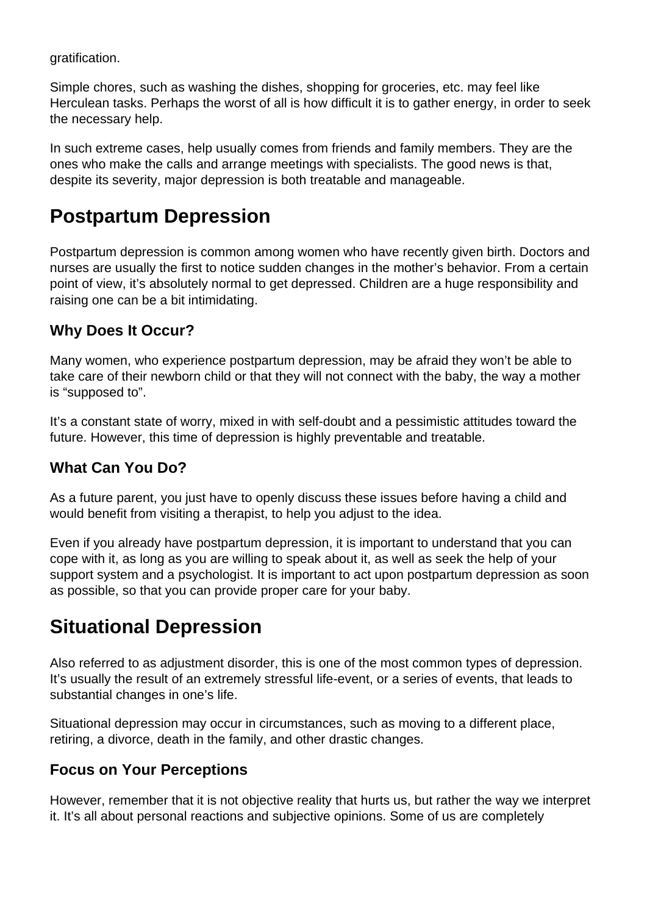gratification.

Simple chores, such as washing the dishes, shopping for groceries, etc. may feel like Herculean tasks. Perhaps the worst of all is how difficult it is to gather energy, in order to seek the necessary help.

In such extreme cases, help usually comes from friends and family members. They are the ones who make the calls and arrange meetings with specialists. The good news is that, despite its severity, major depression is both treatable and manageable.

# Postpartum Depression

Postpartum depression is common among women who have recently given birth. Doctors and nurses are usually the first to notice sudden changes in the mother's behavior. From a certain point of view, it's absolutely normal to get depressed. Children are a huge responsibility and raising one can be a bit intimidating.

## Why Does It Occur?

Many women, who experience postpartum depression, may be afraid they won't be able to take care of their newborn child or that they will not connect with the baby, the way a mother is "supposed to".

It's a constant state of worry, mixed in with self-doubt and a pessimistic attitudes toward the future. However, this time of depression is highly preventable and treatable.

## What Can You Do?

As a future parent, you just have to openly discuss these issues before having a child and would benefit from visiting a therapist, to help you adjust to the idea.

Even if you already have postpartum depression, it is important to understand that you can cope with it, as long as you are willing to speak about it, as well as seek the help of your support system and a psychologist. It is important to act upon postpartum depression as soon as possible, so that you can provide proper care for your baby.

# Situational Depression

Also referred to as adjustment disorder, this is one of the most common types of depression. It's usually the result of an extremely stressful life-event, or a series of events, that leads to substantial changes in one's life.

Situational depression may occur in circumstances, such as moving to a different place, retiring, a divorce, death in the family, and other drastic changes.

## Focus on Your Perceptions

However, remember that it is not objective reality that hurts us, but rather the way we interpret it. It's all about personal reactions and subjective opinions. Some of us are completely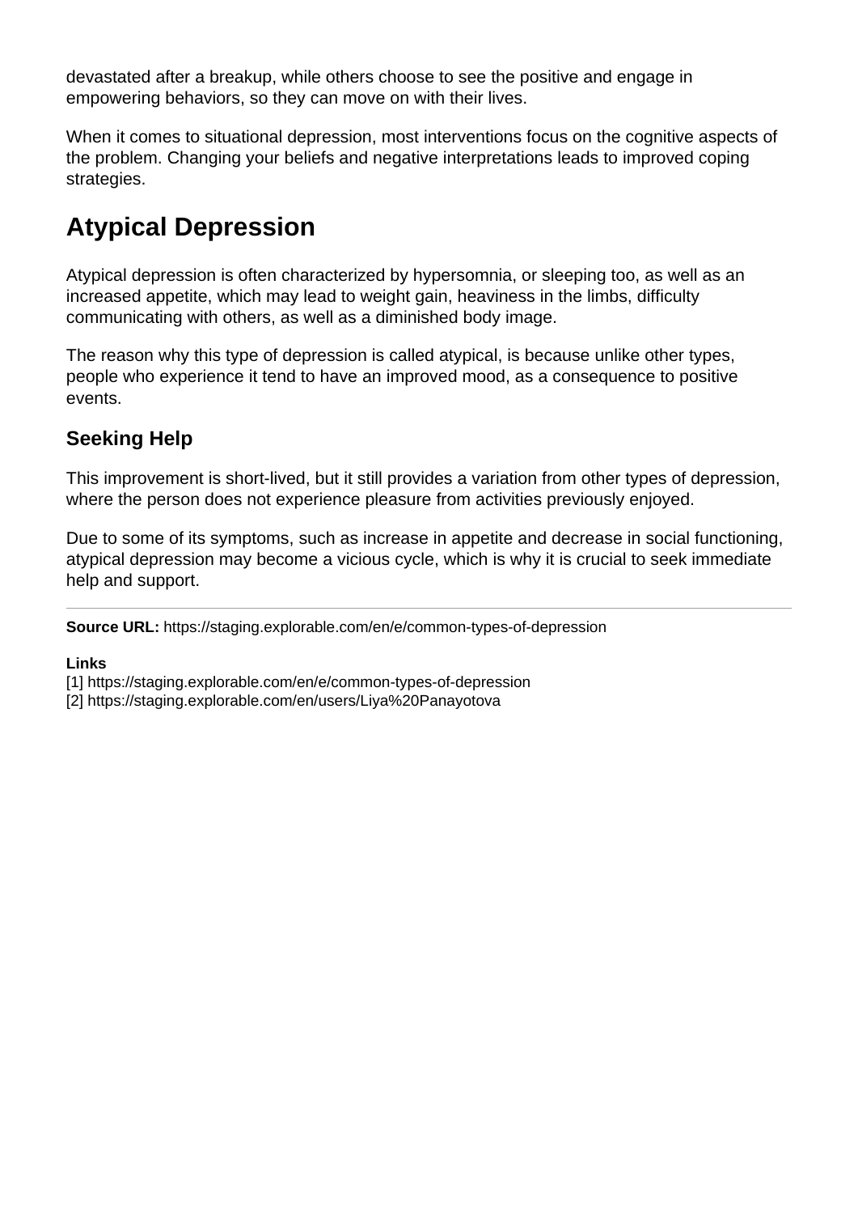devastated after a breakup, while others choose to see the positive and engage in empowering behaviors, so they can move on with their lives.

When it comes to situational depression, most interventions focus on the cognitive aspects of the problem. Changing your beliefs and negative interpretations leads to improved coping strategies.

## Atypical Depression

Atypical depression is often characterized by hypersomnia, or sleeping too, as well as an increased appetite, which may lead to weight gain, heaviness in the limbs, difficulty communicating with others, as well as a diminished body image.

The reason why this type of depression is called atypical, is because unlike other types, people who experience it tend to have an improved mood, as a consequence to positive events.

### Seeking Help

This improvement is short-lived, but it still provides a variation from other types of depression, where the person does not experience pleasure from activities previously enjoyed.

Due to some of its symptoms, such as increase in appetite and decrease in social functioning, atypical depression may become a vicious cycle, which is why it is crucial to seek immediate help and support.

---

**Source URL:** https://staging.explorable.com/en/e/common-types-of-depression

**Links**
[1] https://staging.explorable.com/en/e/common-types-of-depression
[2] https://staging.explorable.com/en/users/Liya%20Panayotova